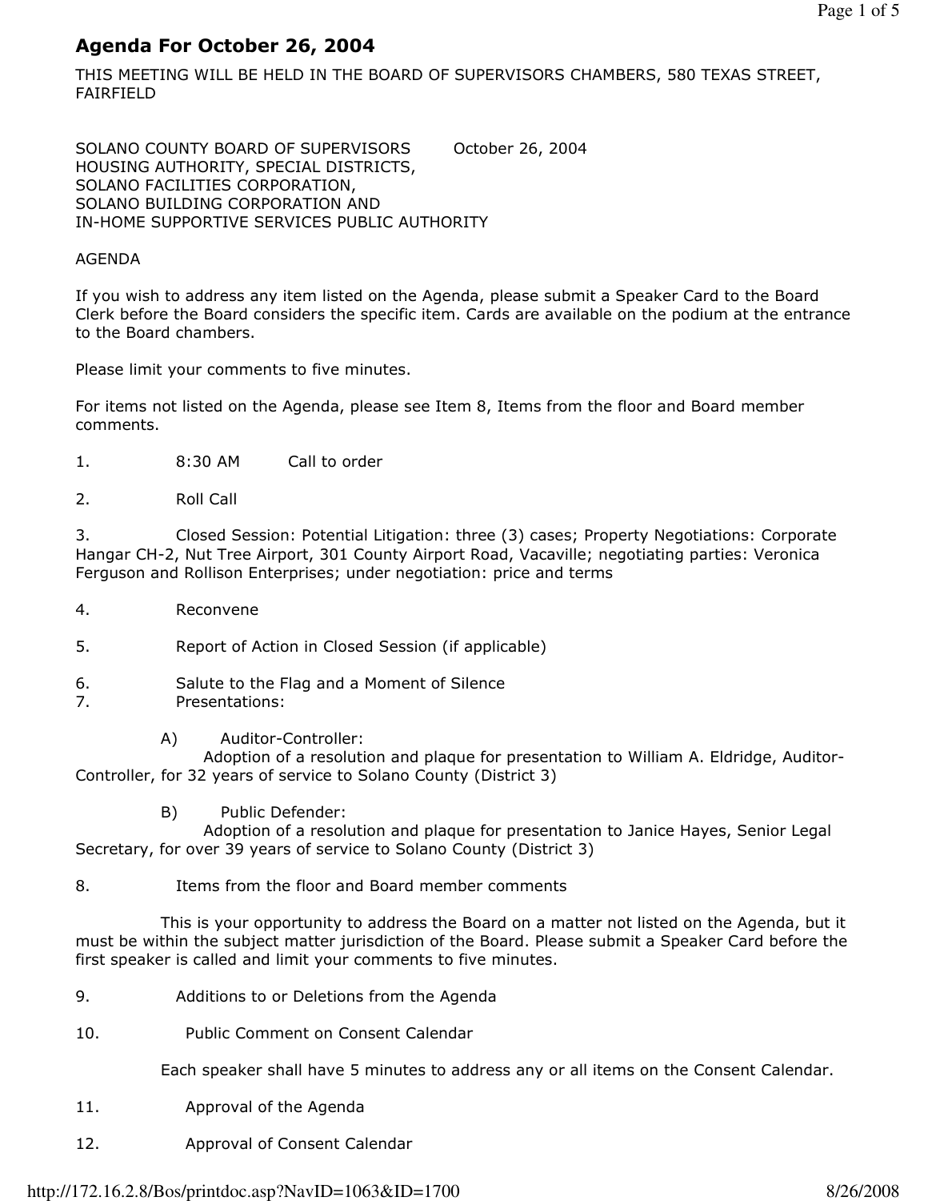# Agenda For October 26, 2004

THIS MEETING WILL BE HELD IN THE BOARD OF SUPERVISORS CHAMBERS, 580 TEXAS STREET, FAIRFIELD

SOLANO COUNTY BOARD OF SUPERVISORS October 26, 2004
HOUSING AUTHORITY, SPECIAL DISTRICTS,
SOLANO FACILITIES CORPORATION,
SOLANO BUILDING CORPORATION AND
IN-HOME SUPPORTIVE SERVICES PUBLIC AUTHORITY

AGENDA

If you wish to address any item listed on the Agenda, please submit a Speaker Card to the Board Clerk before the Board considers the specific item. Cards are available on the podium at the entrance to the Board chambers.

Please limit your comments to five minutes.

For items not listed on the Agenda, please see Item 8, Items from the floor and Board member comments.

1. 8:30 AM Call to order

2. Roll Call

3. Closed Session: Potential Litigation: three (3) cases; Property Negotiations: Corporate Hangar CH-2, Nut Tree Airport, 301 County Airport Road, Vacaville; negotiating parties: Veronica Ferguson and Rollison Enterprises; under negotiation: price and terms

4. Reconvene

5. Report of Action in Closed Session (if applicable)

6. Salute to the Flag and a Moment of Silence

7. Presentations:

   A) Auditor-Controller:
   Adoption of a resolution and plaque for presentation to William A. Eldridge, Auditor-Controller, for 32 years of service to Solano County (District 3)

   B) Public Defender:
   Adoption of a resolution and plaque for presentation to Janice Hayes, Senior Legal Secretary, for over 39 years of service to Solano County (District 3)

8. Items from the floor and Board member comments

   This is your opportunity to address the Board on a matter not listed on the Agenda, but it must be within the subject matter jurisdiction of the Board. Please submit a Speaker Card before the first speaker is called and limit your comments to five minutes.

9. Additions to or Deletions from the Agenda

10. Public Comment on Consent Calendar

   Each speaker shall have 5 minutes to address any or all items on the Consent Calendar.

11. Approval of the Agenda

12. Approval of Consent Calendar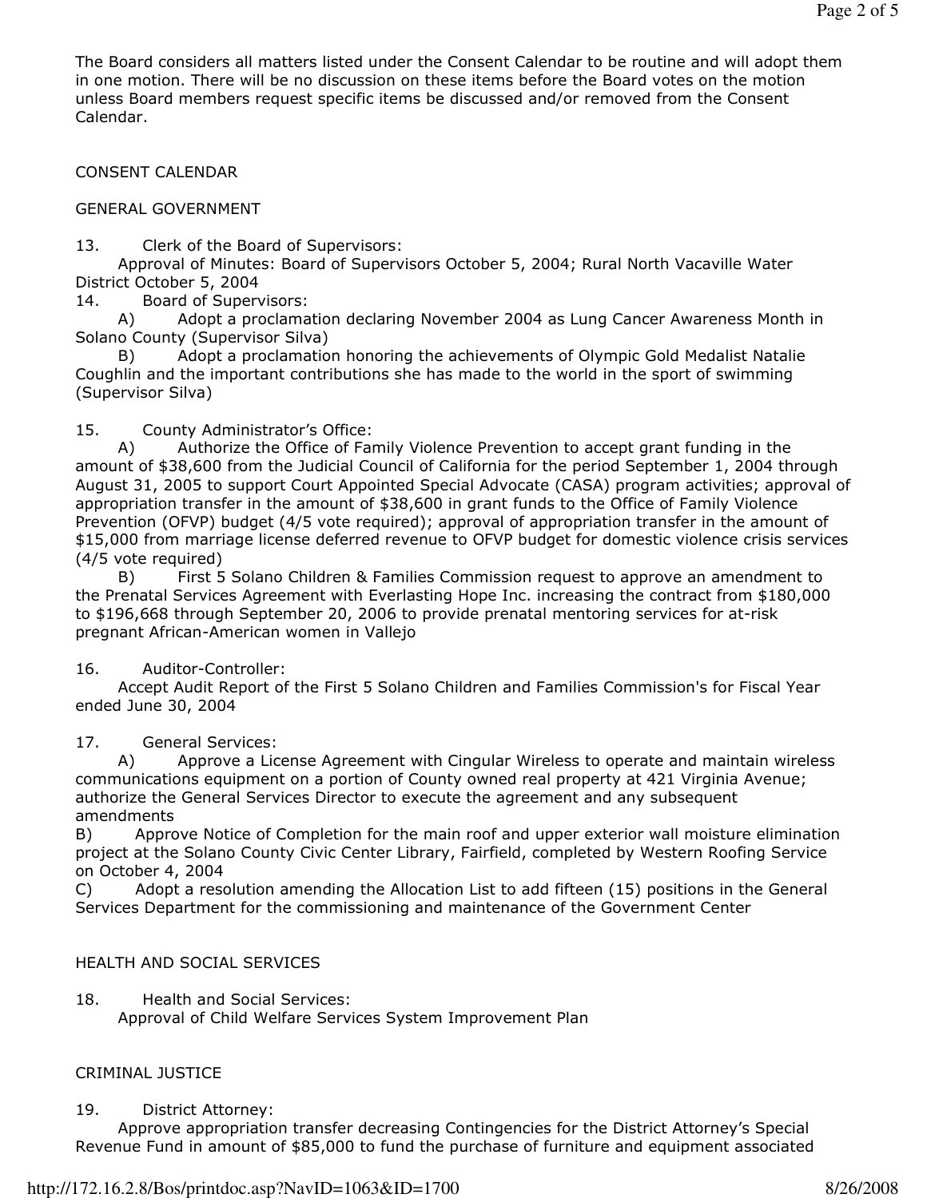The Board considers all matters listed under the Consent Calendar to be routine and will adopt them in one motion. There will be no discussion on these items before the Board votes on the motion unless Board members request specific items be discussed and/or removed from the Consent Calendar.

CONSENT CALENDAR

GENERAL GOVERNMENT

13. Clerk of the Board of Supervisors:
Approval of Minutes: Board of Supervisors October 5, 2004; Rural North Vacaville Water District October 5, 2004

14. Board of Supervisors:
A) Adopt a proclamation declaring November 2004 as Lung Cancer Awareness Month in Solano County (Supervisor Silva)
B) Adopt a proclamation honoring the achievements of Olympic Gold Medalist Natalie Coughlin and the important contributions she has made to the world in the sport of swimming (Supervisor Silva)

15. County Administrator's Office:
A) Authorize the Office of Family Violence Prevention to accept grant funding in the amount of $38,600 from the Judicial Council of California for the period September 1, 2004 through August 31, 2005 to support Court Appointed Special Advocate (CASA) program activities; approval of appropriation transfer in the amount of $38,600 in grant funds to the Office of Family Violence Prevention (OFVP) budget (4/5 vote required); approval of appropriation transfer in the amount of $15,000 from marriage license deferred revenue to OFVP budget for domestic violence crisis services (4/5 vote required)
B) First 5 Solano Children & Families Commission request to approve an amendment to the Prenatal Services Agreement with Everlasting Hope Inc. increasing the contract from $180,000 to $196,668 through September 20, 2006 to provide prenatal mentoring services for at-risk pregnant African-American women in Vallejo

16. Auditor-Controller:
Accept Audit Report of the First 5 Solano Children and Families Commission's for Fiscal Year ended June 30, 2004

17. General Services:
A) Approve a License Agreement with Cingular Wireless to operate and maintain wireless communications equipment on a portion of County owned real property at 421 Virginia Avenue; authorize the General Services Director to execute the agreement and any subsequent amendments
B) Approve Notice of Completion for the main roof and upper exterior wall moisture elimination project at the Solano County Civic Center Library, Fairfield, completed by Western Roofing Service on October 4, 2004
C) Adopt a resolution amending the Allocation List to add fifteen (15) positions in the General Services Department for the commissioning and maintenance of the Government Center

HEALTH AND SOCIAL SERVICES

18. Health and Social Services:
Approval of Child Welfare Services System Improvement Plan

CRIMINAL JUSTICE

19. District Attorney:
Approve appropriation transfer decreasing Contingencies for the District Attorney's Special Revenue Fund in amount of $85,000 to fund the purchase of furniture and equipment associated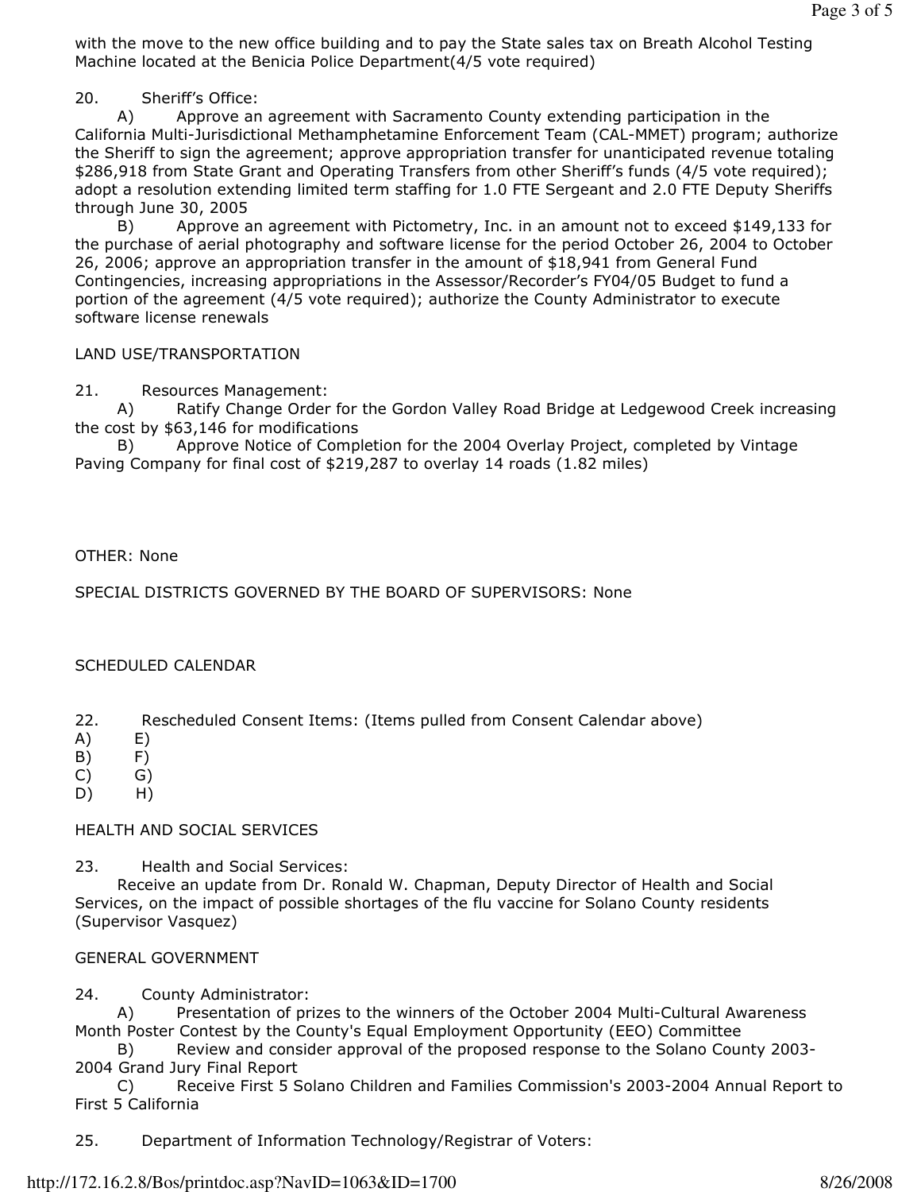with the move to the new office building and to pay the State sales tax on Breath Alcohol Testing Machine located at the Benicia Police Department(4/5 vote required)

20. Sheriff's Office:

A) Approve an agreement with Sacramento County extending participation in the California Multi-Jurisdictional Methamphetamine Enforcement Team (CAL-MMET) program; authorize the Sheriff to sign the agreement; approve appropriation transfer for unanticipated revenue totaling $286,918 from State Grant and Operating Transfers from other Sheriff's funds (4/5 vote required); adopt a resolution extending limited term staffing for 1.0 FTE Sergeant and 2.0 FTE Deputy Sheriffs through June 30, 2005

B) Approve an agreement with Pictometry, Inc. in an amount not to exceed $149,133 for the purchase of aerial photography and software license for the period October 26, 2004 to October 26, 2006; approve an appropriation transfer in the amount of $18,941 from General Fund Contingencies, increasing appropriations in the Assessor/Recorder's FY04/05 Budget to fund a portion of the agreement (4/5 vote required); authorize the County Administrator to execute software license renewals

LAND USE/TRANSPORTATION

21. Resources Management:

A) Ratify Change Order for the Gordon Valley Road Bridge at Ledgewood Creek increasing the cost by $63,146 for modifications

B) Approve Notice of Completion for the 2004 Overlay Project, completed by Vintage Paving Company for final cost of $219,287 to overlay 14 roads (1.82 miles)

OTHER: None

SPECIAL DISTRICTS GOVERNED BY THE BOARD OF SUPERVISORS: None

SCHEDULED CALENDAR

22. Rescheduled Consent Items: (Items pulled from Consent Calendar above)

A) E)
B) F)
C) G)
D) H)

HEALTH AND SOCIAL SERVICES

23. Health and Social Services:

Receive an update from Dr. Ronald W. Chapman, Deputy Director of Health and Social Services, on the impact of possible shortages of the flu vaccine for Solano County residents (Supervisor Vasquez)

GENERAL GOVERNMENT

24. County Administrator:

A) Presentation of prizes to the winners of the October 2004 Multi-Cultural Awareness Month Poster Contest by the County's Equal Employment Opportunity (EEO) Committee

B) Review and consider approval of the proposed response to the Solano County 2003-2004 Grand Jury Final Report

C) Receive First 5 Solano Children and Families Commission's 2003-2004 Annual Report to First 5 California

25. Department of Information Technology/Registrar of Voters: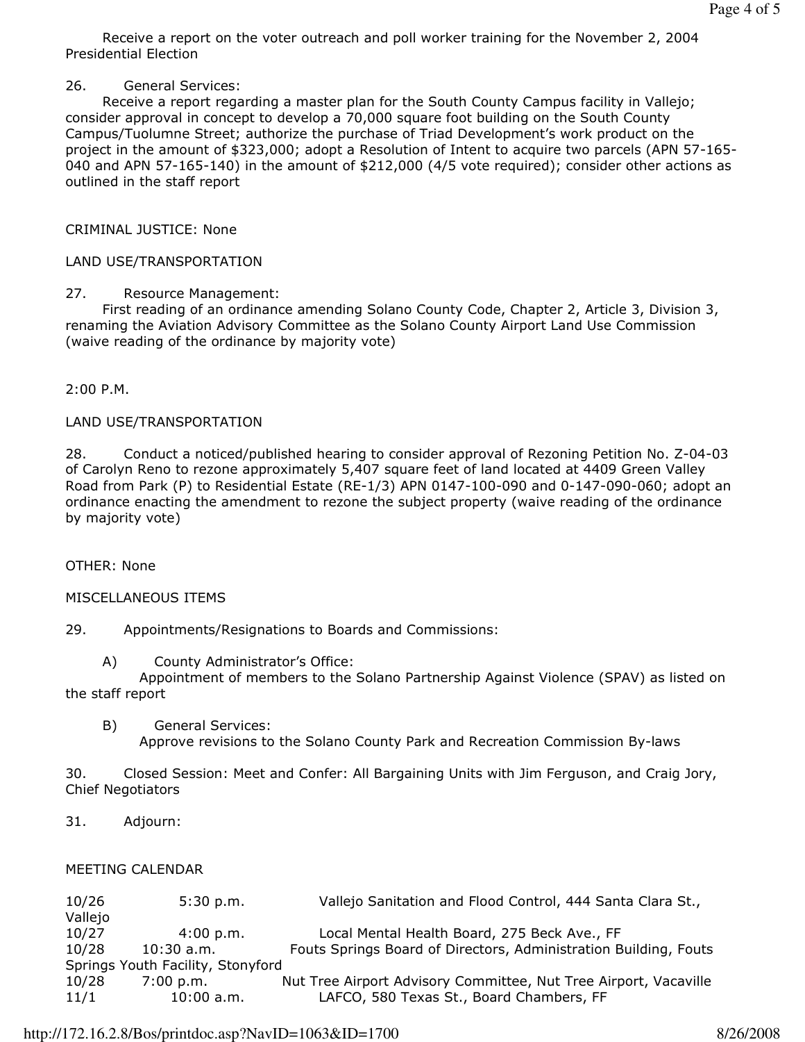Receive a report on the voter outreach and poll worker training for the November 2, 2004 Presidential Election

26. General Services:
Receive a report regarding a master plan for the South County Campus facility in Vallejo; consider approval in concept to develop a 70,000 square foot building on the South County Campus/Tuolumne Street; authorize the purchase of Triad Development's work product on the project in the amount of $323,000; adopt a Resolution of Intent to acquire two parcels (APN 57-165-040 and APN 57-165-140) in the amount of $212,000 (4/5 vote required); consider other actions as outlined in the staff report

CRIMINAL JUSTICE: None

LAND USE/TRANSPORTATION

27. Resource Management:
First reading of an ordinance amending Solano County Code, Chapter 2, Article 3, Division 3, renaming the Aviation Advisory Committee as the Solano County Airport Land Use Commission (waive reading of the ordinance by majority vote)

2:00 P.M.

LAND USE/TRANSPORTATION

28. Conduct a noticed/published hearing to consider approval of Rezoning Petition No. Z-04-03 of Carolyn Reno to rezone approximately 5,407 square feet of land located at 4409 Green Valley Road from Park (P) to Residential Estate (RE-1/3) APN 0147-100-090 and 0-147-090-060; adopt an ordinance enacting the amendment to rezone the subject property (waive reading of the ordinance by majority vote)

OTHER: None

MISCELLANEOUS ITEMS

29. Appointments/Resignations to Boards and Commissions:

A) County Administrator's Office:
Appointment of members to the Solano Partnership Against Violence (SPAV) as listed on the staff report

B) General Services:
Approve revisions to the Solano County Park and Recreation Commission By-laws

30. Closed Session: Meet and Confer: All Bargaining Units with Jim Ferguson, and Craig Jory, Chief Negotiators

31. Adjourn:

MEETING CALENDAR

10/26 5:30 p.m. Vallejo Sanitation and Flood Control, 444 Santa Clara St., Vallejo
10/27 4:00 p.m. Local Mental Health Board, 275 Beck Ave., FF
10/28 10:30 a.m. Fouts Springs Board of Directors, Administration Building, Fouts Springs Youth Facility, Stonyford
10/28 7:00 p.m. Nut Tree Airport Advisory Committee, Nut Tree Airport, Vacaville
11/1 10:00 a.m. LAFCO, 580 Texas St., Board Chambers, FF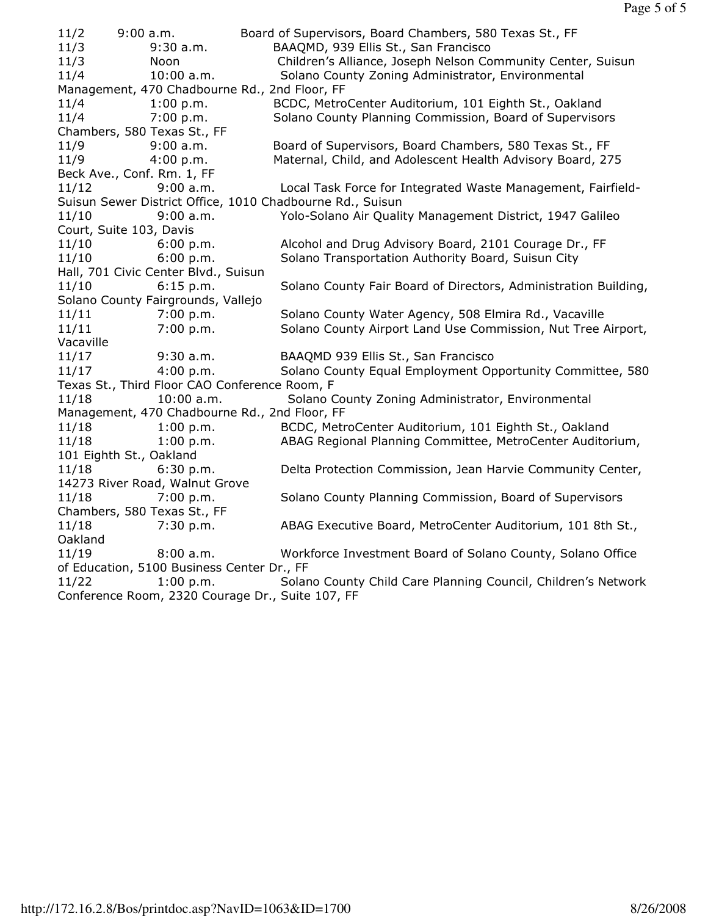11/2 9:00 a.m. Board of Supervisors, Board Chambers, 580 Texas St., FF
11/3 9:30 a.m. BAAQMD, 939 Ellis St., San Francisco
11/3 Noon Children's Alliance, Joseph Nelson Community Center, Suisun
11/4 10:00 a.m. Solano County Zoning Administrator, Environmental Management, 470 Chadbourne Rd., 2nd Floor, FF
11/4 1:00 p.m. BCDC, MetroCenter Auditorium, 101 Eighth St., Oakland
11/4 7:00 p.m. Solano County Planning Commission, Board of Supervisors Chambers, 580 Texas St., FF
11/9 9:00 a.m. Board of Supervisors, Board Chambers, 580 Texas St., FF
11/9 4:00 p.m. Maternal, Child, and Adolescent Health Advisory Board, 275 Beck Ave., Conf. Rm. 1, FF
11/12 9:00 a.m. Local Task Force for Integrated Waste Management, Fairfield-Suisun Sewer District Office, 1010 Chadbourne Rd., Suisun
11/10 9:00 a.m. Yolo-Solano Air Quality Management District, 1947 Galileo Court, Suite 103, Davis
11/10 6:00 p.m. Alcohol and Drug Advisory Board, 2101 Courage Dr., FF
11/10 6:00 p.m. Solano Transportation Authority Board, Suisun City Hall, 701 Civic Center Blvd., Suisun
11/10 6:15 p.m. Solano County Fair Board of Directors, Administration Building, Solano County Fairgrounds, Vallejo
11/11 7:00 p.m. Solano County Water Agency, 508 Elmira Rd., Vacaville
11/11 7:00 p.m. Solano County Airport Land Use Commission, Nut Tree Airport, Vacaville
11/17 9:30 a.m. BAAQMD 939 Ellis St., San Francisco
11/17 4:00 p.m. Solano County Equal Employment Opportunity Committee, 580 Texas St., Third Floor CAO Conference Room, F
11/18 10:00 a.m. Solano County Zoning Administrator, Environmental Management, 470 Chadbourne Rd., 2nd Floor, FF
11/18 1:00 p.m. BCDC, MetroCenter Auditorium, 101 Eighth St., Oakland
11/18 1:00 p.m. ABAG Regional Planning Committee, MetroCenter Auditorium, 101 Eighth St., Oakland
11/18 6:30 p.m. Delta Protection Commission, Jean Harvie Community Center, 14273 River Road, Walnut Grove
11/18 7:00 p.m. Solano County Planning Commission, Board of Supervisors Chambers, 580 Texas St., FF
11/18 7:30 p.m. ABAG Executive Board, MetroCenter Auditorium, 101 8th St., Oakland
11/19 8:00 a.m. Workforce Investment Board of Solano County, Solano Office of Education, 5100 Business Center Dr., FF
11/22 1:00 p.m. Solano County Child Care Planning Council, Children's Network Conference Room, 2320 Courage Dr., Suite 107, FF